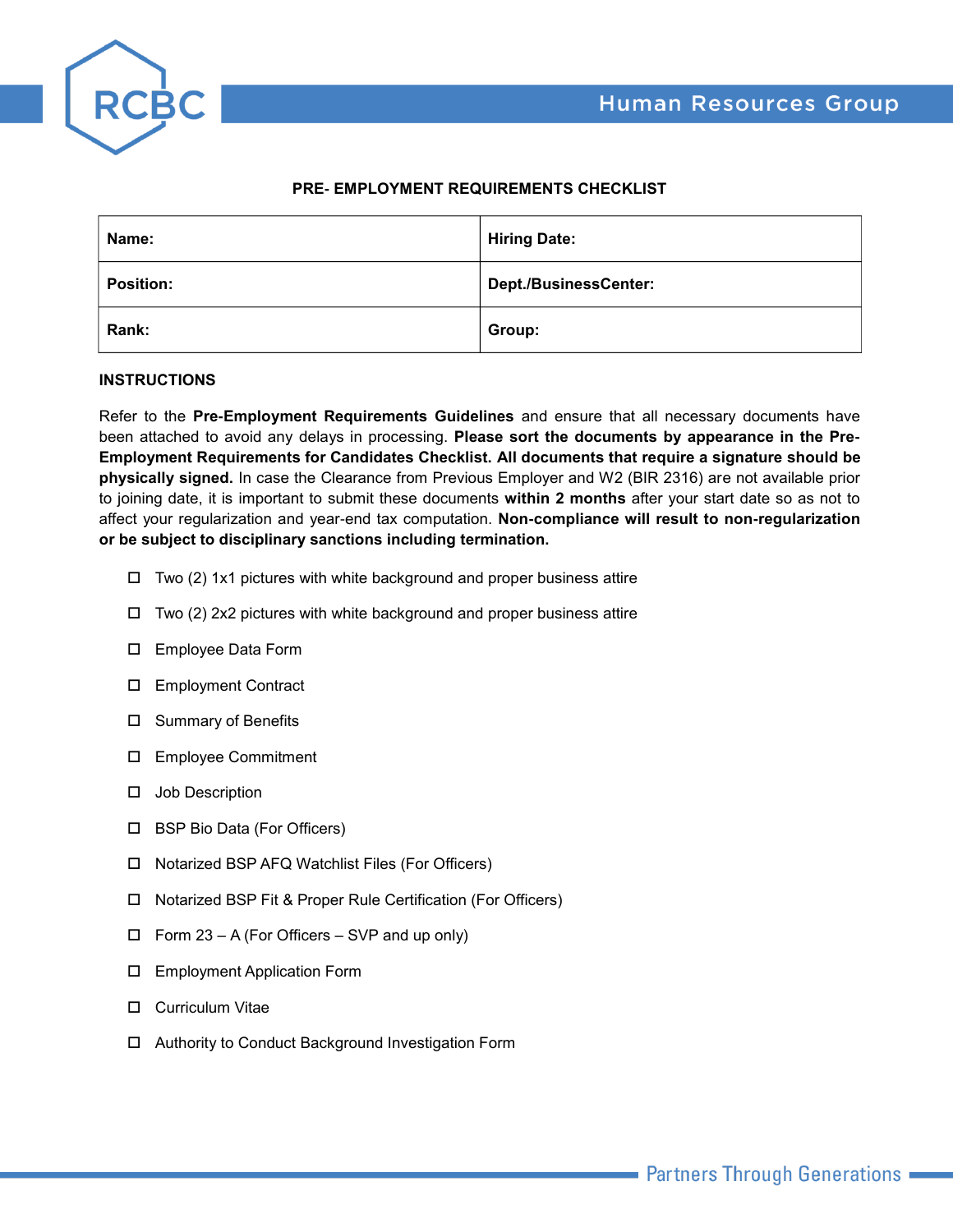# PRE- EMPLOYMENT REQUIREMENTS CHECKLIST

| **Name:** | **Hiring Date:** |
|---|---|
| **Position:** | **Dept./BusinessCenter:** |
| **Rank:** | **Group:** |

**INSTRUCTIONS**

Refer to the **Pre-Employment Requirements Guidelines** and ensure that all necessary documents have been attached to avoid any delays in processing. **Please sort the documents by appearance in the Pre-Employment Requirements for Candidates Checklist. All documents that require a signature should be physically signed.** In case the Clearance from Previous Employer and W2 (BIR 2316) are not available prior to joining date, it is important to submit these documents **within 2 months** after your start date so as not to affect your regularization and year-end tax computation. **Non-compliance will result to non-regularization or be subject to disciplinary sanctions including termination.**

- ☐ Two (2) 1x1 pictures with white background and proper business attire
- ☐ Two (2) 2x2 pictures with white background and proper business attire
- ☐ Employee Data Form
- ☐ Employment Contract
- ☐ Summary of Benefits
- ☐ Employee Commitment
- ☐ Job Description
- ☐ BSP Bio Data (For Officers)
- ☐ Notarized BSP AFQ Watchlist Files (For Officers)
- ☐ Notarized BSP Fit & Proper Rule Certification (For Officers)
- ☐ Form 23 – A (For Officers – SVP and up only)
- ☐ Employment Application Form
- ☐ Curriculum Vitae
- ☐ Authority to Conduct Background Investigation Form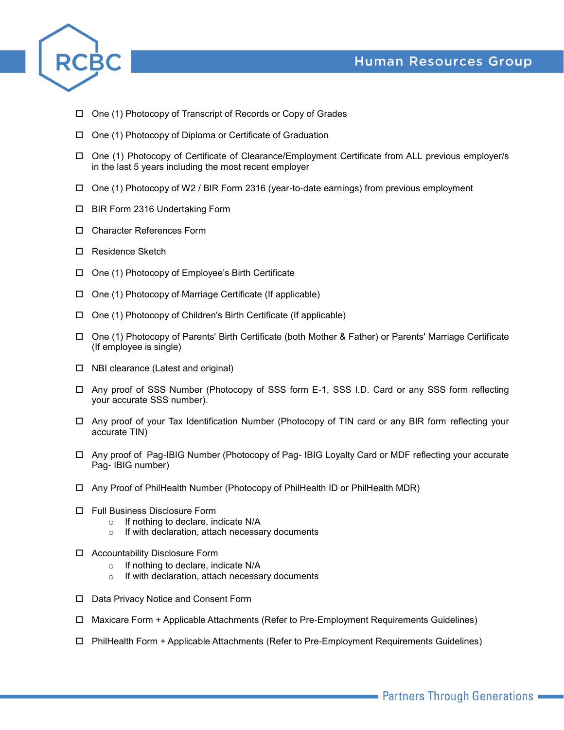- ☐ One (1) Photocopy of Transcript of Records or Copy of Grades
- ☐ One (1) Photocopy of Diploma or Certificate of Graduation
- ☐ One (1) Photocopy of Certificate of Clearance/Employment Certificate from ALL previous employer/s in the last 5 years including the most recent employer
- ☐ One (1) Photocopy of W2 / BIR Form 2316 (year-to-date earnings) from previous employment
- ☐ BIR Form 2316 Undertaking Form
- ☐ Character References Form
- ☐ Residence Sketch
- ☐ One (1) Photocopy of Employee's Birth Certificate
- ☐ One (1) Photocopy of Marriage Certificate (If applicable)
- ☐ One (1) Photocopy of Children's Birth Certificate (If applicable)
- ☐ One (1) Photocopy of Parents' Birth Certificate (both Mother & Father) or Parents' Marriage Certificate (If employee is single)
- ☐ NBI clearance (Latest and original)
- ☐ Any proof of SSS Number (Photocopy of SSS form E-1, SSS I.D. Card or any SSS form reflecting your accurate SSS number).
- ☐ Any proof of your Tax Identification Number (Photocopy of TIN card or any BIR form reflecting your accurate TIN)
- ☐ Any proof of Pag-IBIG Number (Photocopy of Pag- IBIG Loyalty Card or MDF reflecting your accurate Pag- IBIG number)
- ☐ Any Proof of PhilHealth Number (Photocopy of PhilHealth ID or PhilHealth MDR)
- ☐ Full Business Disclosure Form
  - If nothing to declare, indicate N/A
  - If with declaration, attach necessary documents
- ☐ Accountability Disclosure Form
  - If nothing to declare, indicate N/A
  - If with declaration, attach necessary documents
- ☐ Data Privacy Notice and Consent Form
- ☐ Maxicare Form + Applicable Attachments (Refer to Pre-Employment Requirements Guidelines)
- ☐ PhilHealth Form + Applicable Attachments (Refer to Pre-Employment Requirements Guidelines)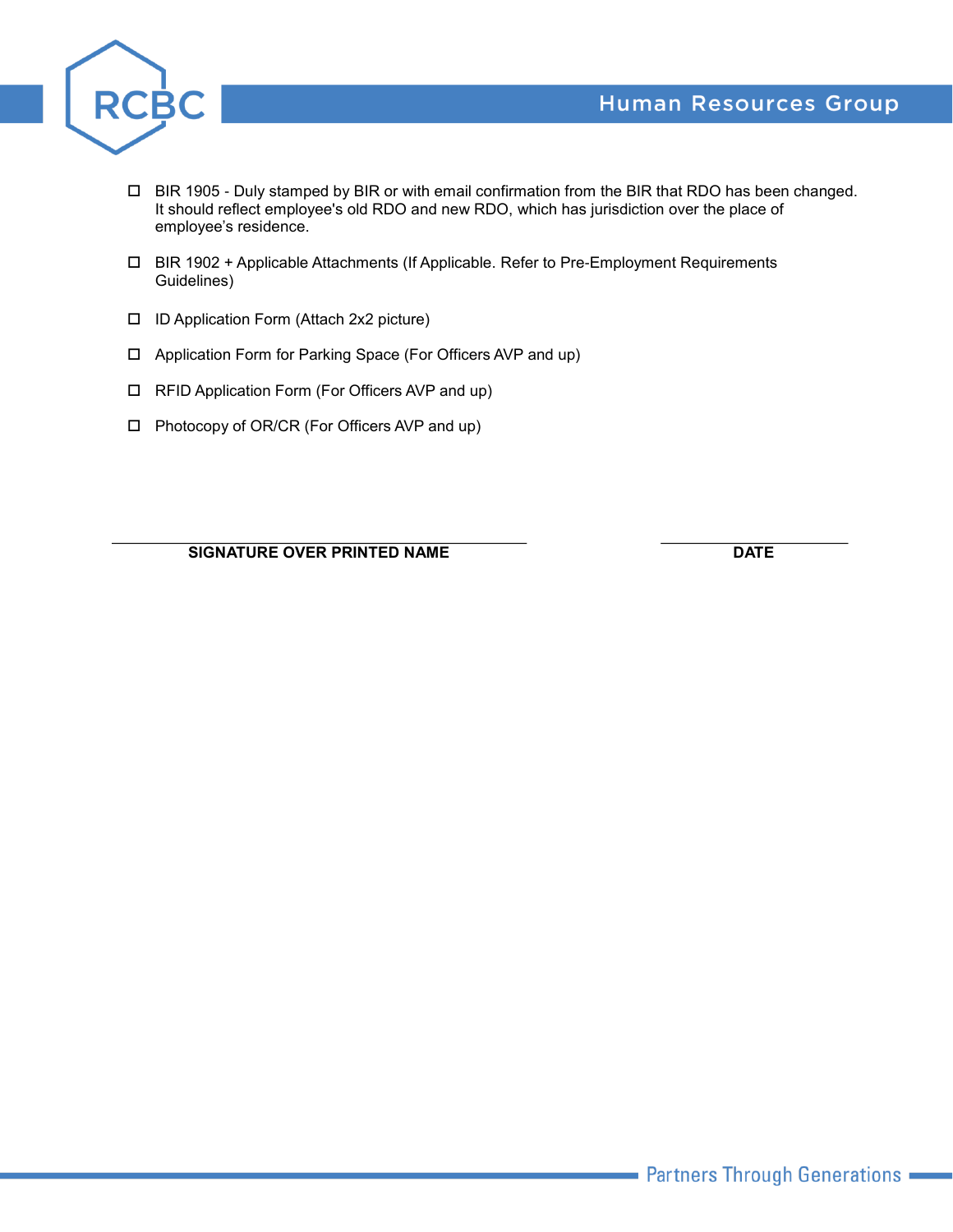- [ ] BIR 1905 - Duly stamped by BIR or with email confirmation from the BIR that RDO has been changed. It should reflect employee's old RDO and new RDO, which has jurisdiction over the place of employee's residence.

- [ ] BIR 1902 + Applicable Attachments (If Applicable. Refer to Pre-Employment Requirements Guidelines)

- [ ] ID Application Form (Attach 2x2 picture)

- [ ] Application Form for Parking Space (For Officers AVP and up)

- [ ] RFID Application Form (For Officers AVP and up)

- [ ] Photocopy of OR/CR (For Officers AVP and up)

| | |
|---|---|
| ______________________________ | ______________ |
| **SIGNATURE OVER PRINTED NAME** | **DATE** |